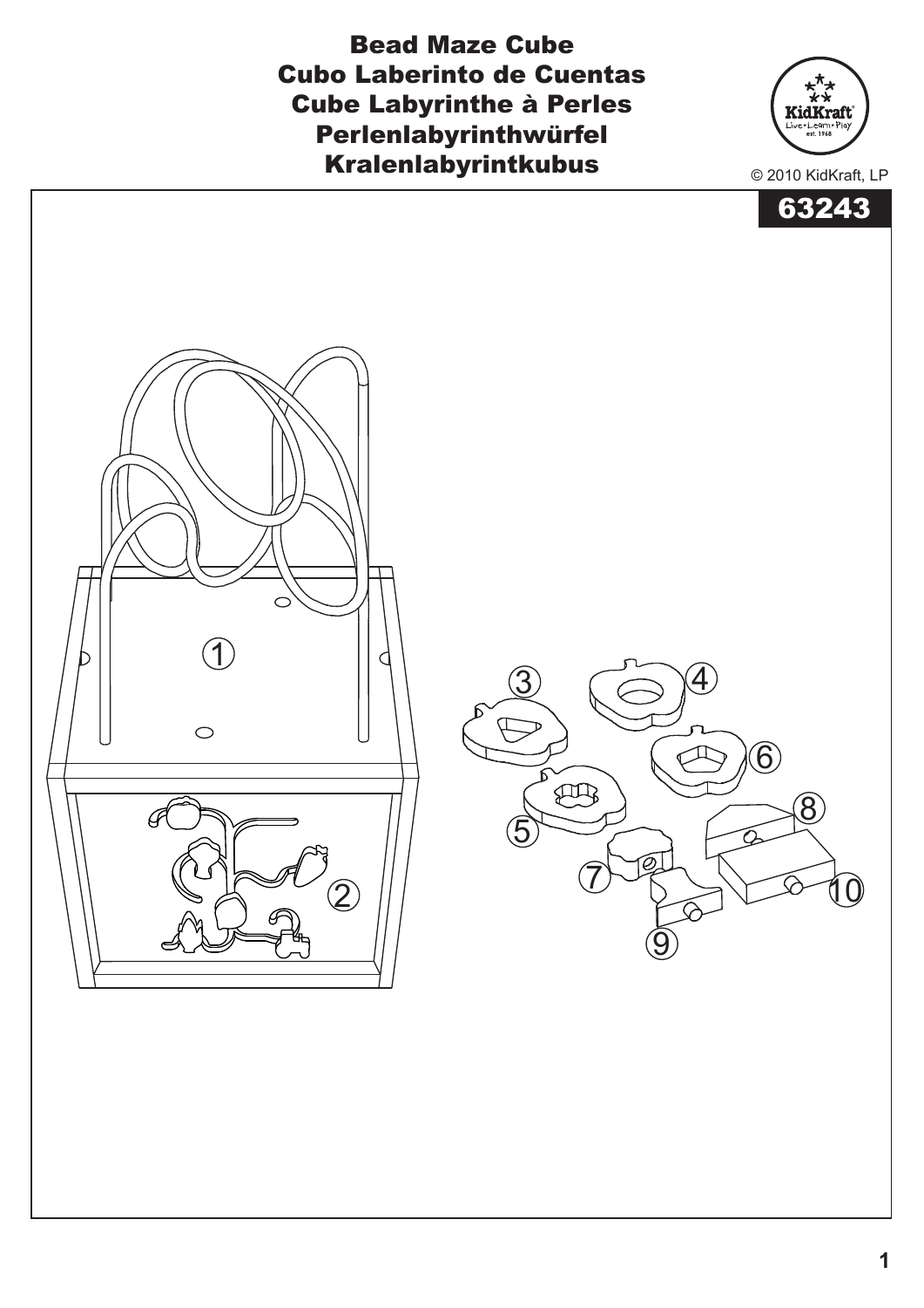# Bead Maze Cube
# Cubo Laberinto de Cuentas
# Cube Labyrinthe à Perles
# Perlenlabyrinthwürfel
# Kralenlabyrintkubus

© 2010 KidKraft, LP

**63243**

1 2 3 4 5 6 7 8 9 10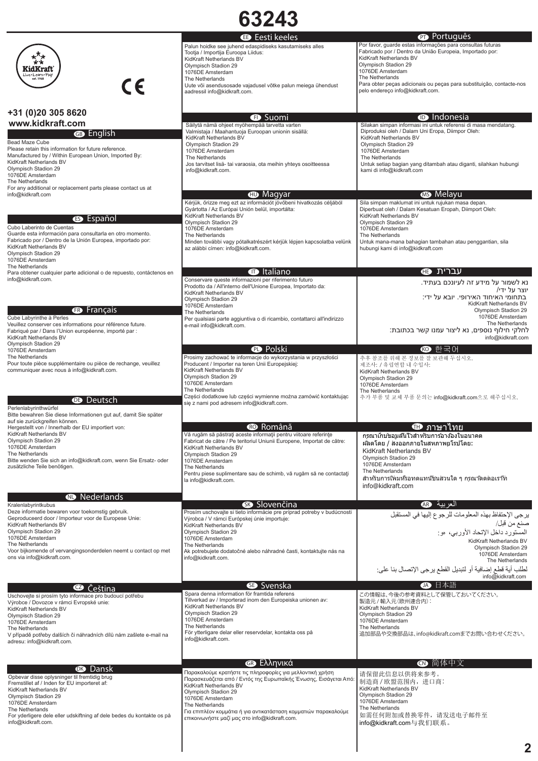# 63243

KidKraft Live • Learn • Play est. 1968

CE

**+31 (0)20 305 8620**
**www.kidkraft.com**

## GB English

Bead Maze Cube
Please retain this information for future reference.
Manufactured by / Within European Union, Imported By:
KidKraft Netherlands BV
Olympisch Stadion 29
1076DE Amsterdam
The Netherlands
For any additional or replacement parts please contact us at info@kidkraft.com

## ES Español

Cubo Laberinto de Cuentas
Guarde esta información para consultarla en otro momento.
Fabricado por / Dentro de la Unión Europea, importado por:
KidKraft Netherlands BV
Olympisch Stadion 29
1076DE Amsterdam
The Netherlands
Para obtener cualquier parte adicional o de repuesto, contáctenos en info@kidkraft.com.

## FR Français

Cube Labyrinthe à Perles
Veuillez conserver ces informations pour référence future.
Fabriqué par / Dans l'Union européenne, importé par :
KidKraft Netherlands BV
Olympisch Stadion 29
1076DE Amsterdam
The Netherlands
Pour toute pièce supplémentaire ou pièce de rechange, veuillez communiquer avec nous à info@kidkraft.com.

## DE Deutsch

Perlenlabyrinthwürfel
Bitte bewahren Sie diese Informationen gut auf, damit Sie später auf sie zurückgreifen können.
Hergestellt von / Innerhalb der EU importiert von:
KidKraft Netherlands BV
Olympisch Stadion 29
1076DE Amsterdam
The Netherlands
Bitte wenden Sie sich an info@kidkraft.com, wenn Sie Ersatz- oder zusätzliche Teile benötigen.

## NL Nederlands

Kralenlabyrintkubus
Deze informatie bewaren voor toekomstig gebruik.
Geproduceerd door / Importeur voor de Europese Unie:
KidKraft Netherlands BV
Olympisch Stadion 29
1076DE Amsterdam
The Netherlands
Voor bijkomende of vervangingsonderdelen neemt u contact op met ons via info@kidkraft.com.

## CZ Čeština

Uschovejte si prosím tyto informace pro budoucí potřebu
Výrobce / Dovozce v rámci Evropské unie:
KidKraft Netherlands BV
Olympisch Stadion 29
1076DE Amsterdam
The Netherlands
V případě potřeby dalších či náhradních dílů nám zašlete e-mail na adresu: info@kidkraft.com.

## DK Dansk

Opbevar disse oplysninger til fremtidig brug
Fremstillet af / Inden for EU importeret af:
KidKraft Netherlands BV
Olympisch Stadion 29
1076DE Amsterdam
The Netherlands
For yderligere dele eller udskiftning af dele bedes du kontakte os på info@kidkraft.com.

## EE Eesti keeles

Palun hoidke see juhend edaspidiseks kasutamiseks alles
Tootja / Importija Euroopa Liidus:
KidKraft Netherlands BV
Olympisch Stadion 29
1076DE Amsterdam
The Netherlands
Uute või asendusosade vajadusel võtke palun meiega ühendust aadressil info@kidkraft.com.

## FI Suomi

Säilytä nämä ohjeet myöhempää tarvetta varten
Valmistaja / Maahantuoja Euroopan unionin sisällä:
KidKraft Netherlands BV
Olympisch Stadion 29
1076DE Amsterdam
The Netherlands
Jos tarvitset lisä- tai varaosia, ota meihin yhteys osoitteessa info@kidkraft.com.

## HU Magyar

Kérjük, őrizze meg ezt az információt jövőbeni hivatkozás céljából
Gyártotta / Az Európai Unión belül, importálta:
KidKraft Netherlands BV
Olympisch Stadion 29
1076DE Amsterdam
The Netherlands
Minden további vagy pótalkatrészért kérjük lépjen kapcsolatba velünk az alábbi címen: info@kidkraft.com.

## IT Italiano

Conservare queste informazioni per riferimento futuro
Prodotto da / All'interno dell'Unione Europea, Importato da:
KidKraft Netherlands BV
Olympisch Stadion 29
1076DE Amsterdam
The Netherlands
Per qualsiasi parte aggiuntiva o di ricambio, contattarci all'indirizzo e-mail info@kidkraft.com.

## PL Polski

Prosimy zachować te informacje do wykorzystania w przyszłości
Producent / Importer na teren Unii Europejskiej:
KidKraft Netherlands BV
Olympisch Stadion 29
1076DE Amsterdam
The Netherlands
Części dodatkowe lub części wymienne można zamówić kontaktując się z nami pod adresem info@kidkraft.com.

## RO Română

Vă rugăm să păstraţi aceste informaţii pentru viitoare referinţe
Fabricat de către / Pe teritoriul Uniunii Europene, Importat de către:
KidKraft Netherlands BV
Olympisch Stadion 29
1076DE Amsterdam
The Netherlands
Pentru piese suplimentare sau de schimb, vă rugăm să ne contactaţi la info@kidkraft.com.

## SK Slovenčina

Prosím uschovajte si tieto informácie pre prípad potreby v budúcnosti
Výrobca / V rámci Európskej únie importuje:
KidKraft Netherlands BV
Olympisch Stadion 29
1076DE Amsterdam
The Netherlands
Ak potrebujete dodatočné alebo náhradné časti, kontaktujte nás na info@kidkraft.com.

## SE Svenska

Spara denna information för framtida referens
Tillverkad av / Importerad inom den Europeiska unionen av:
KidKraft Netherlands BV
Olympisch Stadion 29
1076DE Amsterdam
The Netherlands
För ytterligare delar eller reservdelar, kontakta oss på info@kidkraft.com.

## GR Ελληνικά

Παρακαλούμε κρατήστε τις πληροφορίες για μελλοντική χρήση
Παρασκευάζεται από / Εντός της Ευρωπαϊκής Ένωσης, Εισάγεται Από:
KidKraft Netherlands BV
Olympisch Stadion 29
1076DE Amsterdam
The Netherlands
Για επιπλέον κομμάτια ή για αντικατάσταση κομματιών παρακαλούμε επικοινωνήστε μαζί μας στο info@kidkraft.com.

## PT Português

Por favor, guarde estas informações para consultas futuras
Fabricado por / Dentro da União Europeia, Importado por:
KidKraft Netherlands BV
Olympisch Stadion 29
1076DE Amsterdam
The Netherlands
Para obter peças adicionais ou peças para substituição, contacte-nos pelo endereço info@kidkraft.com.

## ID Indonesia

Silakan simpan informasi ini untuk referensi di masa mendatang.
Diproduksi oleh / Dalam Uni Eropa, Diimpor Oleh:
KidKraft Netherlands BV
Olympisch Stadion 29
1076DE Amsterdam
The Netherlands
Untuk setiap bagian yang ditambah atau diganti, silahkan hubungi kami di info@kidkraft.com

## MS Melayu

Sila simpan maklumat ini untuk rujukan masa depan.
Diperbuat oleh / Dalam Kesatuan Eropah, Diimport Oleh:
KidKraft Netherlands BV
Olympisch Stadion 29
1076DE Amsterdam
The Netherlands
Untuk mana-mana bahagian tambahan atau penggantian, sila hubungi kami di info@kidkraft.com

## HE עברית

נא לשמור על מידע זה לעיונכם בעתיד.
יוצר על ידי/
בתחומי האיחוד האירופי. יובא על ידי:
KidKraft Netherlands BV
Olympisch Stadion 29
1076DE Amsterdam
The Netherlands
לחלקי חילוף נוספים, נא ליצור עמנו קשר בכתובת:
info@kidkraft.com

## KO 한국어

추후 참조를 위해 본 정보를 잘 보관해 두십시오.
제조사: / 유럽연합 내 수입사:
KidKraft Netherlands BV
Olympisch Stadion 29
1076DE Amsterdam
The Netherlands
추가 부품 및 교체 부품 문의는 info@kidkraft.com으로 해주십시오.

## TH ภาษาไทย

กรุณาเก็บข้อมูลนี้ไว้สำหรับการอ้างอิงในอนาคต
ผลิตโดย / ส่งออกภายในสหภาพยุโรปโดย:
KidKraft Netherlands BV
Olympisch Stadion 29
1076DE Amsterdam
The Netherlands
สำหรับการเพิ่มหรือทดแทนชิ้นส่วนใด ๆ กรุณาติดต่อเราที่ info@kidkraft.com

## AR العربية

يرجى الإحتفاظ بهذه المعلومات للرجوع إليها في المستقبل
صنع من قبل/
المستورد داخل الإتحاد الأوربي، مو:
KidKraft Netherlands BV
Olympisch Stadion 29
1076DE Amsterdam
The Netherlands
لطلب أية قطع إضافية أو لتبديل القطع يرجى الإتصال بنا على:
info@kidkraft.com

## JA 日本語

この情報は、今後の参考資料として保管しておいてください。
製造元 / 輸入元(欧州連合内):
KidKraft Netherlands BV
Olympisch Stadion 29
1076DE Amsterdam
The Netherlands
追加部品や交換部品は、info@kidkraft.comまでお問い合わせください。

## CN 简体中文

请保留此信息以供将来参考。
制造商 / 欧盟范围内，进口商：
KidKraft Netherlands BV
Olympisch Stadion 29
1076DE Amsterdam
The Netherlands
如需任何附加或替换零件，请发送电子邮件至info@kidkraft.com与我们联系。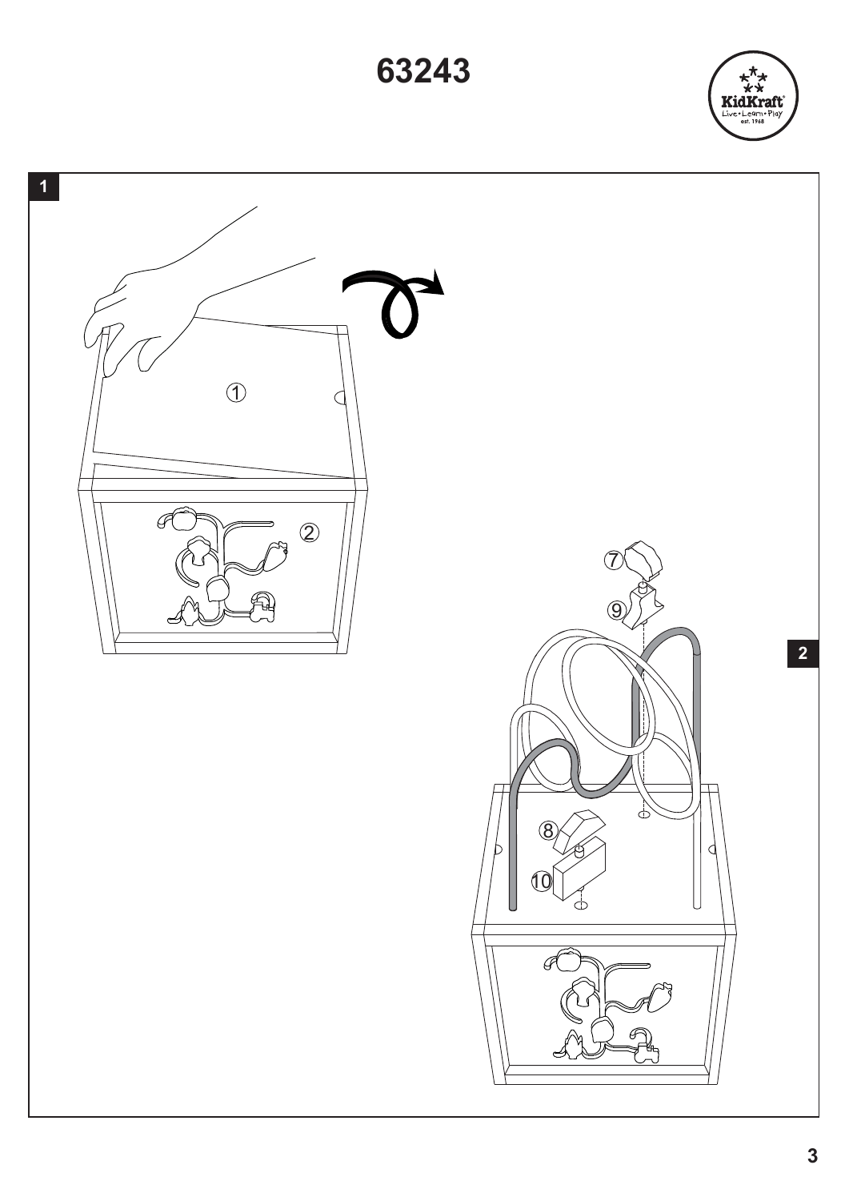# 63243

KidKraft
Live • Learn • Play
est. 1968

1

①

②

2

⑦

⑨

⑧

⑩